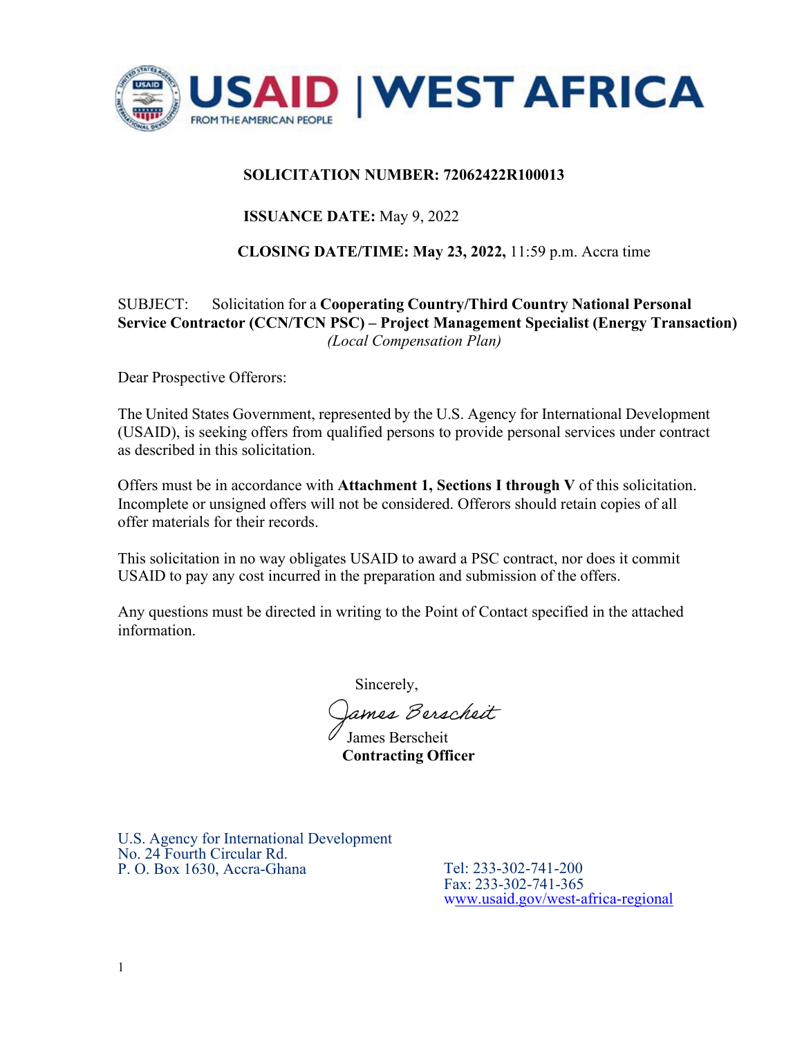USAID | WEST AFRICA
FROM THE AMERICAN PEOPLE

**SOLICITATION NUMBER: 72062422R100013**

**ISSUANCE DATE:** May 9, 2022

**CLOSING DATE/TIME: May 23, 2022,** 11:59 p.m. Accra time

SUBJECT: Solicitation for a **Cooperating Country/Third Country National Personal Service Contractor (CCN/TCN PSC) – Project Management Specialist (Energy Transaction)** *(Local Compensation Plan)*

Dear Prospective Offerors:

The United States Government, represented by the U.S. Agency for International Development (USAID), is seeking offers from qualified persons to provide personal services under contract as described in this solicitation.

Offers must be in accordance with **Attachment 1, Sections I through V** of this solicitation. Incomplete or unsigned offers will not be considered. Offerors should retain copies of all offer materials for their records.

This solicitation in no way obligates USAID to award a PSC contract, nor does it commit USAID to pay any cost incurred in the preparation and submission of the offers.

Any questions must be directed in writing to the Point of Contact specified in the attached information.

Sincerely,

*James Berscheit*

James Berscheit
**Contracting Officer**

U.S. Agency for International Development
No. 24 Fourth Circular Rd.
P. O. Box 1630, Accra-Ghana

Tel: 233-302-741-200
Fax: 233-302-741-365
www.usaid.gov/west-africa-regional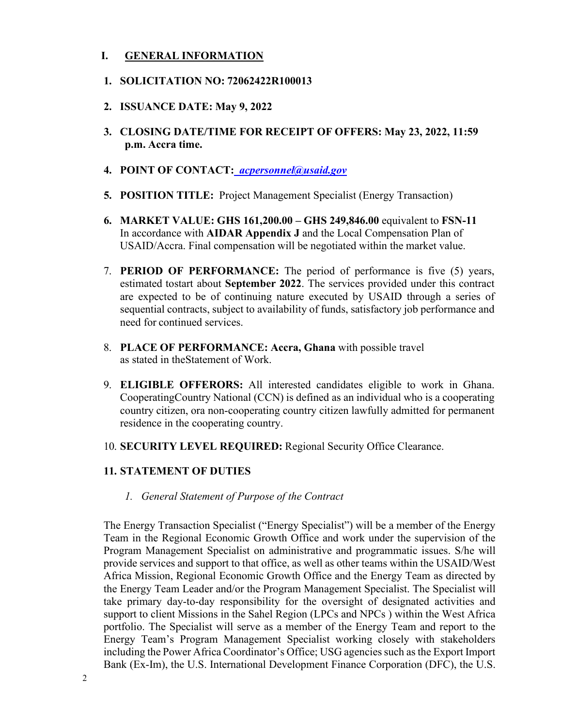## I. GENERAL INFORMATION

1. **SOLICITATION NO: 72062422R100013**

2. **ISSUANCE DATE: May 9, 2022**

3. **CLOSING DATE/TIME FOR RECEIPT OF OFFERS: May 23, 2022, 11:59 p.m. Accra time.**

4. **POINT OF CONTACT:** ***acpersonnel@usaid.gov***

5. **POSITION TITLE:** Project Management Specialist (Energy Transaction)

6. **MARKET VALUE: GHS 161,200.00 – GHS 249,846.00** equivalent to **FSN-11** In accordance with **AIDAR Appendix J** and the Local Compensation Plan of USAID/Accra. Final compensation will be negotiated within the market value.

7. **PERIOD OF PERFORMANCE:** The period of performance is five (5) years, estimated tostart about **September 2022**. The services provided under this contract are expected to be of continuing nature executed by USAID through a series of sequential contracts, subject to availability of funds, satisfactory job performance and need for continued services.

8. **PLACE OF PERFORMANCE: Accra, Ghana** with possible travel as stated in theStatement of Work.

9. **ELIGIBLE OFFERORS:** All interested candidates eligible to work in Ghana. CooperatingCountry National (CCN) is defined as an individual who is a cooperating country citizen, ora non-cooperating country citizen lawfully admitted for permanent residence in the cooperating country.

10. **SECURITY LEVEL REQUIRED:** Regional Security Office Clearance.

11. **STATEMENT OF DUTIES**

   1. *General Statement of Purpose of the Contract*

The Energy Transaction Specialist ("Energy Specialist") will be a member of the Energy Team in the Regional Economic Growth Office and work under the supervision of the Program Management Specialist on administrative and programmatic issues. S/he will provide services and support to that office, as well as other teams within the USAID/West Africa Mission, Regional Economic Growth Office and the Energy Team as directed by the Energy Team Leader and/or the Program Management Specialist. The Specialist will take primary day-to-day responsibility for the oversight of designated activities and support to client Missions in the Sahel Region (LPCs and NPCs ) within the West Africa portfolio. The Specialist will serve as a member of the Energy Team and report to the Energy Team's Program Management Specialist working closely with stakeholders including the Power Africa Coordinator's Office; USG agencies such as the Export Import Bank (Ex-Im), the U.S. International Development Finance Corporation (DFC), the U.S.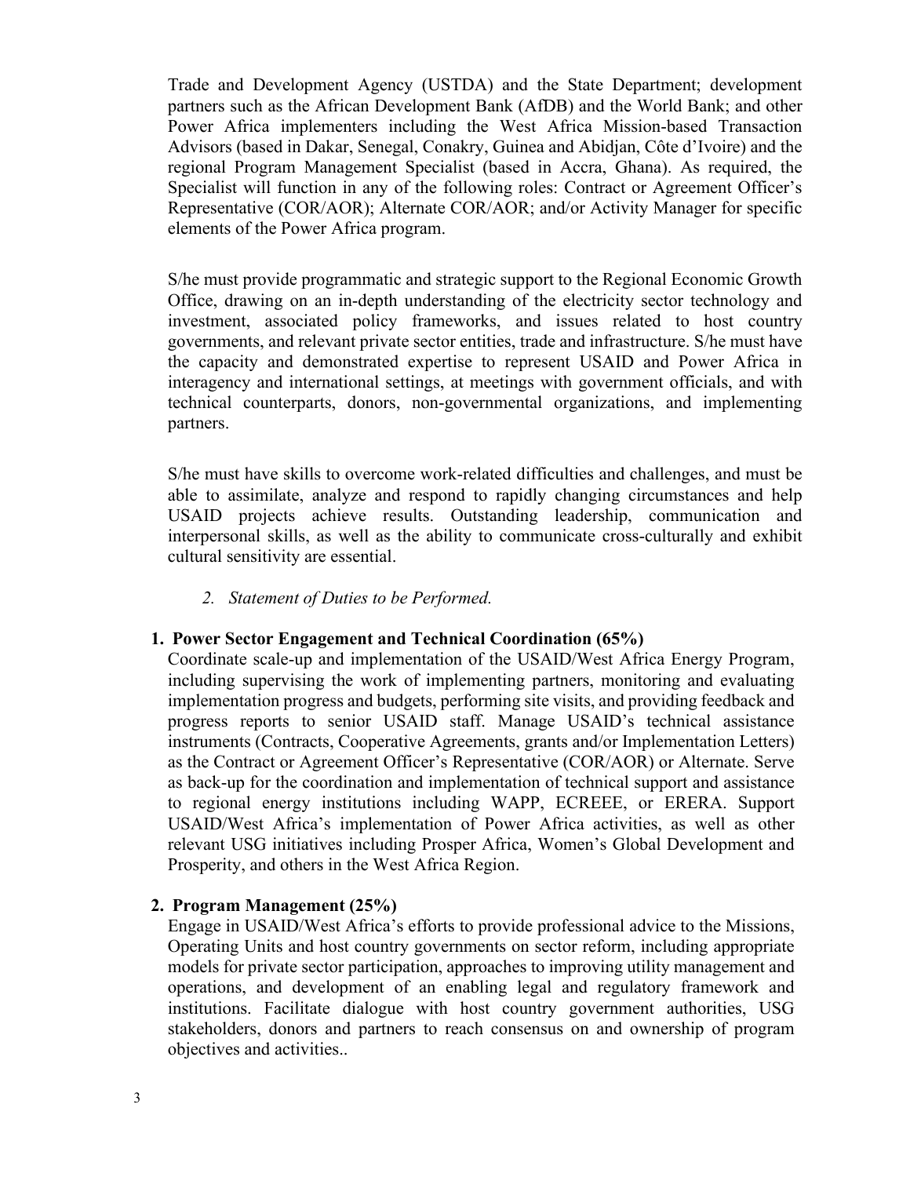Trade and Development Agency (USTDA) and the State Department; development partners such as the African Development Bank (AfDB) and the World Bank; and other Power Africa implementers including the West Africa Mission-based Transaction Advisors (based in Dakar, Senegal, Conakry, Guinea and Abidjan, Côte d'Ivoire) and the regional Program Management Specialist (based in Accra, Ghana). As required, the Specialist will function in any of the following roles: Contract or Agreement Officer's Representative (COR/AOR); Alternate COR/AOR; and/or Activity Manager for specific elements of the Power Africa program.

S/he must provide programmatic and strategic support to the Regional Economic Growth Office, drawing on an in-depth understanding of the electricity sector technology and investment, associated policy frameworks, and issues related to host country governments, and relevant private sector entities, trade and infrastructure. S/he must have the capacity and demonstrated expertise to represent USAID and Power Africa in interagency and international settings, at meetings with government officials, and with technical counterparts, donors, non-governmental organizations, and implementing partners.

S/he must have skills to overcome work-related difficulties and challenges, and must be able to assimilate, analyze and respond to rapidly changing circumstances and help USAID projects achieve results. Outstanding leadership, communication and interpersonal skills, as well as the ability to communicate cross-culturally and exhibit cultural sensitivity are essential.

*2. Statement of Duties to be Performed.*

**1. Power Sector Engagement and Technical Coordination (65%)**

Coordinate scale-up and implementation of the USAID/West Africa Energy Program, including supervising the work of implementing partners, monitoring and evaluating implementation progress and budgets, performing site visits, and providing feedback and progress reports to senior USAID staff. Manage USAID's technical assistance instruments (Contracts, Cooperative Agreements, grants and/or Implementation Letters) as the Contract or Agreement Officer's Representative (COR/AOR) or Alternate. Serve as back-up for the coordination and implementation of technical support and assistance to regional energy institutions including WAPP, ECREEE, or ERERA. Support USAID/West Africa's implementation of Power Africa activities, as well as other relevant USG initiatives including Prosper Africa, Women's Global Development and Prosperity, and others in the West Africa Region.

**2. Program Management (25%)**

Engage in USAID/West Africa's efforts to provide professional advice to the Missions, Operating Units and host country governments on sector reform, including appropriate models for private sector participation, approaches to improving utility management and operations, and development of an enabling legal and regulatory framework and institutions. Facilitate dialogue with host country government authorities, USG stakeholders, donors and partners to reach consensus on and ownership of program objectives and activities..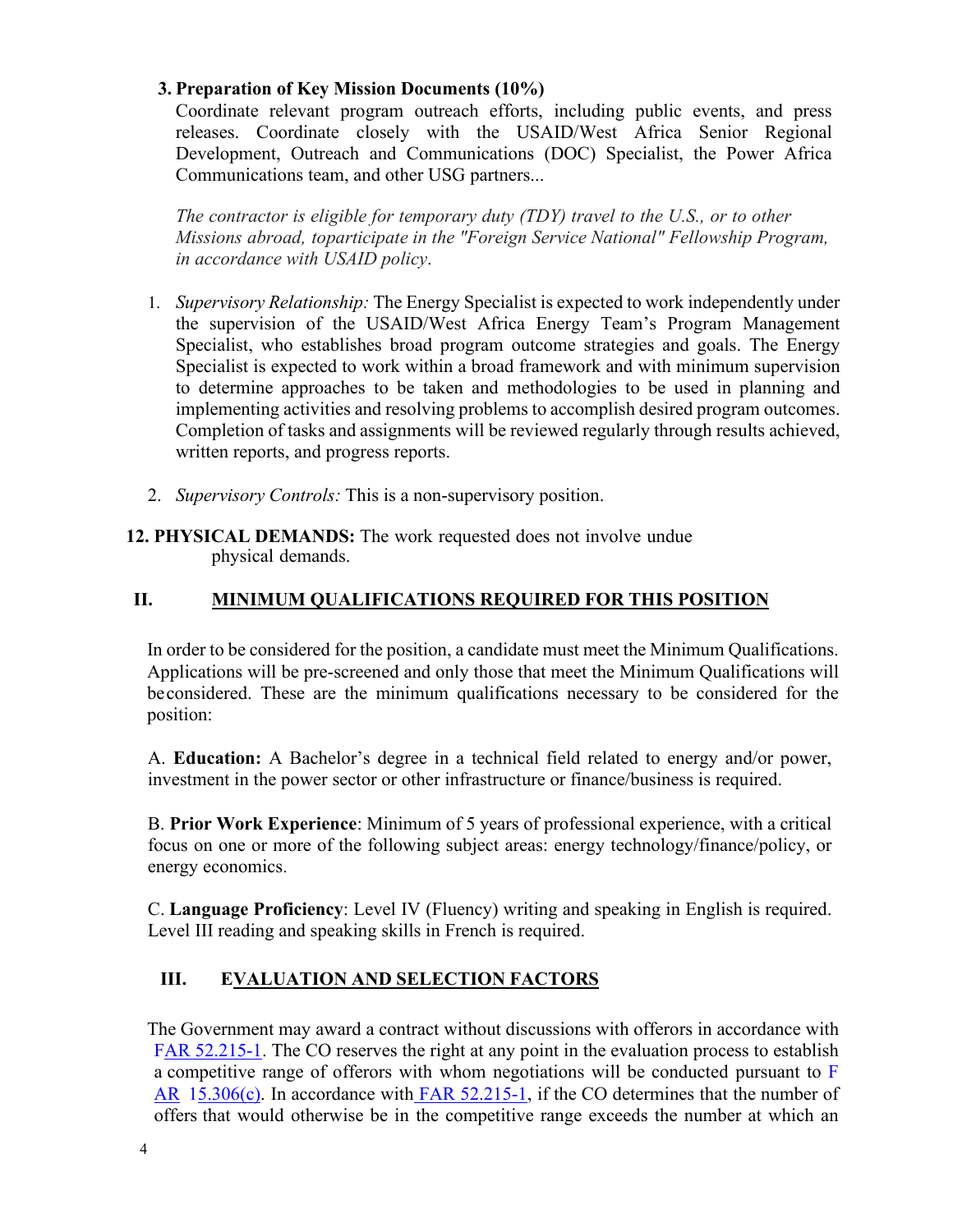**3. Preparation of Key Mission Documents (10%)**

Coordinate relevant program outreach efforts, including public events, and press releases. Coordinate closely with the USAID/West Africa Senior Regional Development, Outreach and Communications (DOC) Specialist, the Power Africa Communications team, and other USG partners...

*The contractor is eligible for temporary duty (TDY) travel to the U.S., or to other Missions abroad, toparticipate in the "Foreign Service National" Fellowship Program, in accordance with USAID policy*.

1. *Supervisory Relationship:* The Energy Specialist is expected to work independently under the supervision of the USAID/West Africa Energy Team's Program Management Specialist, who establishes broad program outcome strategies and goals. The Energy Specialist is expected to work within a broad framework and with minimum supervision to determine approaches to be taken and methodologies to be used in planning and implementing activities and resolving problems to accomplish desired program outcomes. Completion of tasks and assignments will be reviewed regularly through results achieved, written reports, and progress reports.

2. *Supervisory Controls:* This is a non-supervisory position.

**12. PHYSICAL DEMANDS:** The work requested does not involve undue physical demands.

## II. MINIMUM QUALIFICATIONS REQUIRED FOR THIS POSITION

In order to be considered for the position, a candidate must meet the Minimum Qualifications. Applications will be pre-screened and only those that meet the Minimum Qualifications will beconsidered. These are the minimum qualifications necessary to be considered for the position:

A. **Education:** A Bachelor's degree in a technical field related to energy and/or power, investment in the power sector or other infrastructure or finance/business is required.

B. **Prior Work Experience**: Minimum of 5 years of professional experience, with a critical focus on one or more of the following subject areas: energy technology/finance/policy, or energy economics.

C. **Language Proficiency**: Level IV (Fluency) writing and speaking in English is required. Level III reading and speaking skills in French is required.

## III. EVALUATION AND SELECTION FACTORS

The Government may award a contract without discussions with offerors in accordance with FAR 52.215-1. The CO reserves the right at any point in the evaluation process to establish a competitive range of offerors with whom negotiations will be conducted pursuant to FAR 15.306(c). In accordance with FAR 52.215-1, if the CO determines that the number of offers that would otherwise be in the competitive range exceeds the number at which an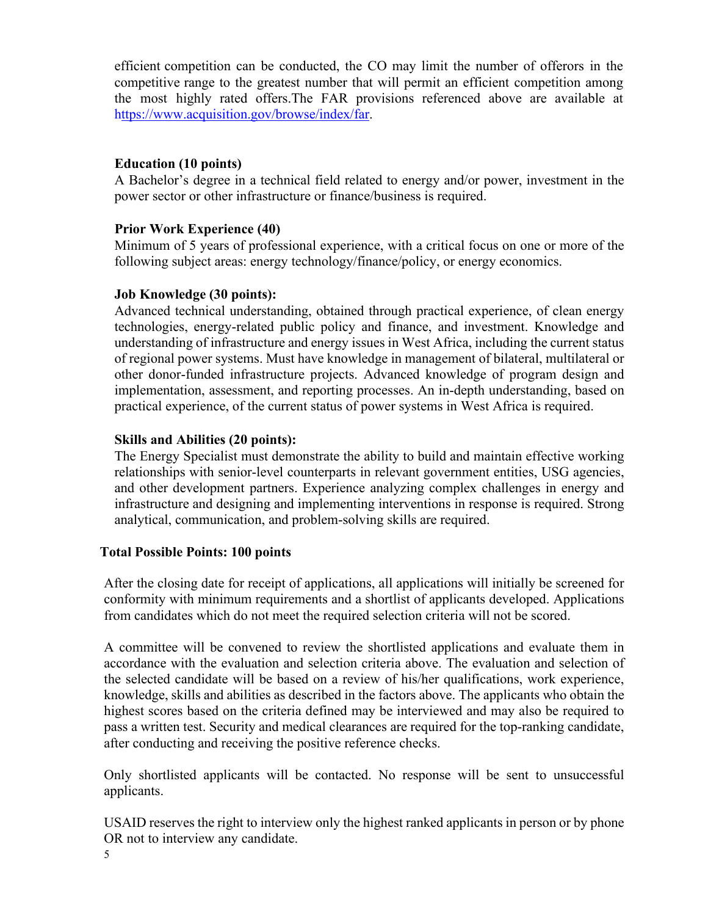efficient competition can be conducted, the CO may limit the number of offerors in the competitive range to the greatest number that will permit an efficient competition among the most highly rated offers.The FAR provisions referenced above are available at [https://www.acquisition.gov/browse/index/far](https://www.acquisition.gov/browse/index/far).

**Education (10 points)**

A Bachelor's degree in a technical field related to energy and/or power, investment in the power sector or other infrastructure or finance/business is required.

**Prior Work Experience (40)**

Minimum of 5 years of professional experience, with a critical focus on one or more of the following subject areas: energy technology/finance/policy, or energy economics.

**Job Knowledge (30 points):**

Advanced technical understanding, obtained through practical experience, of clean energy technologies, energy-related public policy and finance, and investment. Knowledge and understanding of infrastructure and energy issues in West Africa, including the current status of regional power systems. Must have knowledge in management of bilateral, multilateral or other donor-funded infrastructure projects. Advanced knowledge of program design and implementation, assessment, and reporting processes. An in-depth understanding, based on practical experience, of the current status of power systems in West Africa is required.

**Skills and Abilities (20 points):**

The Energy Specialist must demonstrate the ability to build and maintain effective working relationships with senior-level counterparts in relevant government entities, USG agencies, and other development partners. Experience analyzing complex challenges in energy and infrastructure and designing and implementing interventions in response is required. Strong analytical, communication, and problem-solving skills are required.

**Total Possible Points: 100 points**

After the closing date for receipt of applications, all applications will initially be screened for conformity with minimum requirements and a shortlist of applicants developed. Applications from candidates which do not meet the required selection criteria will not be scored.

A committee will be convened to review the shortlisted applications and evaluate them in accordance with the evaluation and selection criteria above. The evaluation and selection of the selected candidate will be based on a review of his/her qualifications, work experience, knowledge, skills and abilities as described in the factors above. The applicants who obtain the highest scores based on the criteria defined may be interviewed and may also be required to pass a written test. Security and medical clearances are required for the top-ranking candidate, after conducting and receiving the positive reference checks.

Only shortlisted applicants will be contacted. No response will be sent to unsuccessful applicants.

USAID reserves the right to interview only the highest ranked applicants in person or by phone OR not to interview any candidate.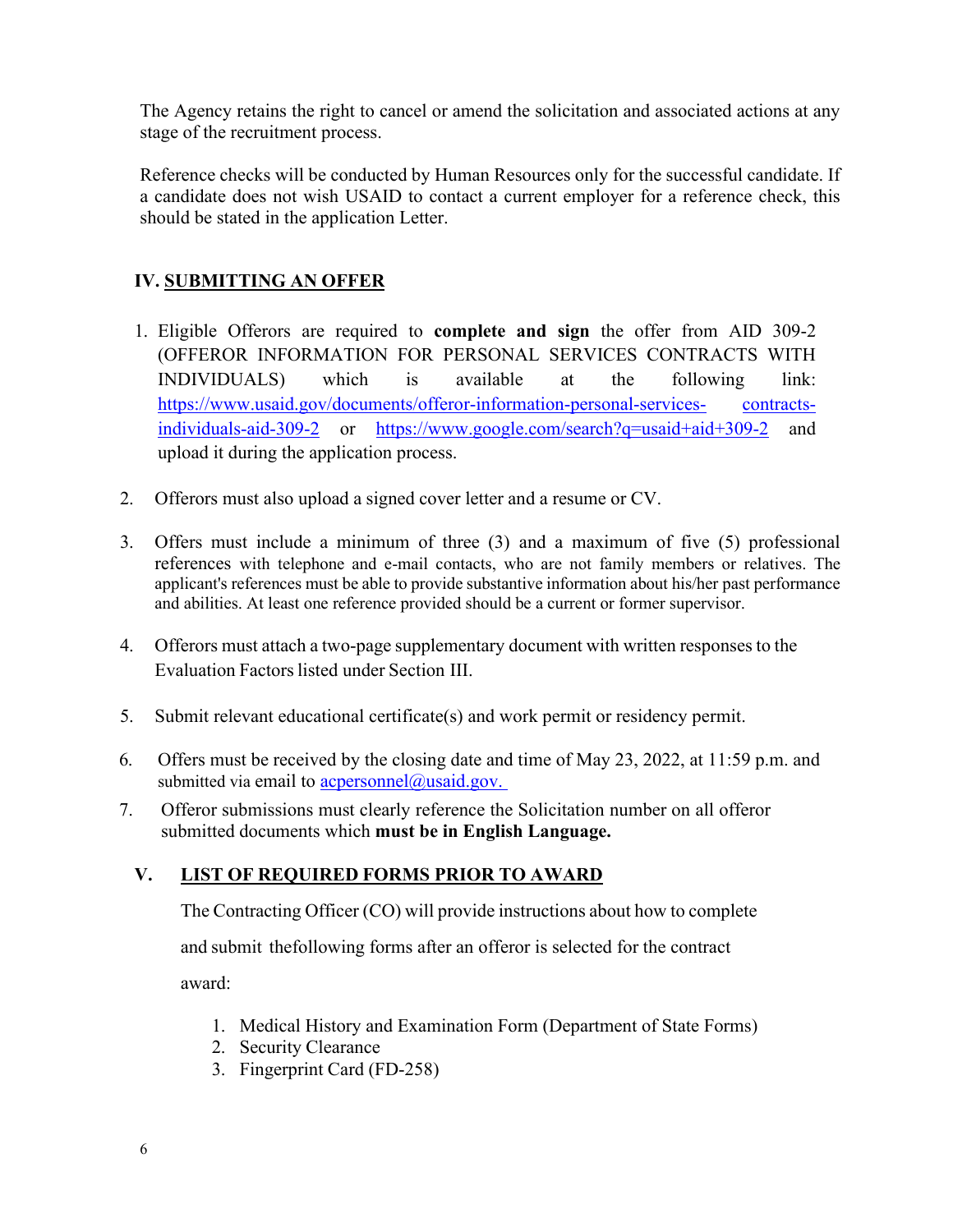The Agency retains the right to cancel or amend the solicitation and associated actions at any stage of the recruitment process.

Reference checks will be conducted by Human Resources only for the successful candidate. If a candidate does not wish USAID to contact a current employer for a reference check, this should be stated in the application Letter.

## IV. SUBMITTING AN OFFER

1. Eligible Offerors are required to **complete and sign** the offer from AID 309-2 (OFFEROR INFORMATION FOR PERSONAL SERVICES CONTRACTS WITH INDIVIDUALS) which is available at the following link: https://www.usaid.gov/documents/offeror-information-personal-services-contracts-individuals-aid-309-2 or https://www.google.com/search?q=usaid+aid+309-2 and upload it during the application process.

2. Offerors must also upload a signed cover letter and a resume or CV.

3. Offers must include a minimum of three (3) and a maximum of five (5) professional references with telephone and e-mail contacts, who are not family members or relatives. The applicant's references must be able to provide substantive information about his/her past performance and abilities. At least one reference provided should be a current or former supervisor.

4. Offerors must attach a two-page supplementary document with written responses to the Evaluation Factors listed under Section III.

5. Submit relevant educational certificate(s) and work permit or residency permit.

6. Offers must be received by the closing date and time of May 23, 2022, at 11:59 p.m. and submitted via email to acpersonnel@usaid.gov.

7. Offeror submissions must clearly reference the Solicitation number on all offeror submitted documents which **must be in English Language.**

## V. LIST OF REQUIRED FORMS PRIOR TO AWARD

The Contracting Officer (CO) will provide instructions about how to complete and submit thefollowing forms after an offeror is selected for the contract award:

1. Medical History and Examination Form (Department of State Forms)
2. Security Clearance
3. Fingerprint Card (FD-258)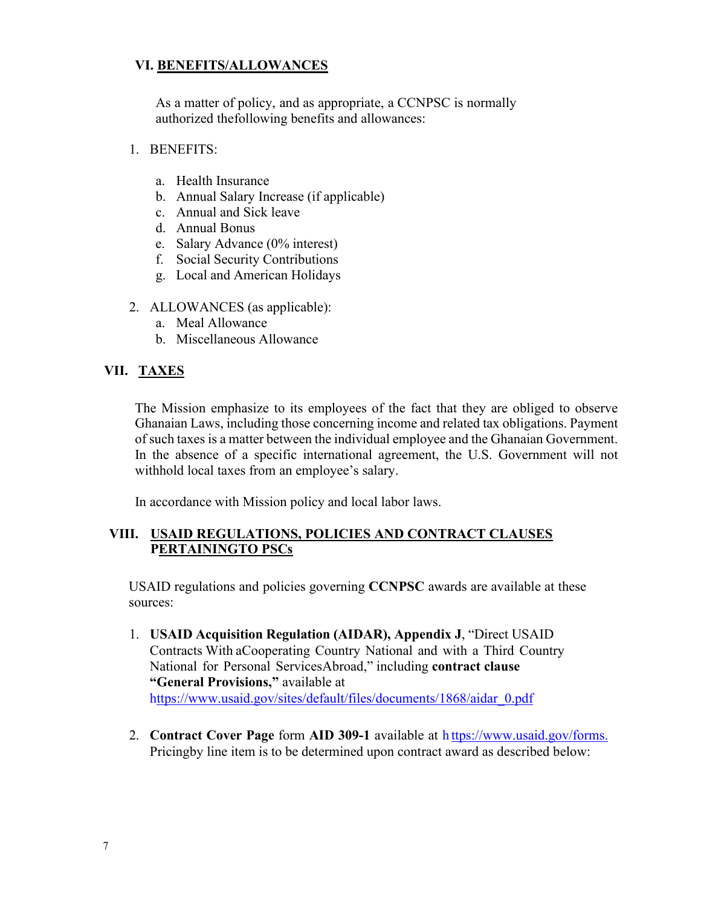## VI. BENEFITS/ALLOWANCES

As a matter of policy, and as appropriate, a CCNPSC is normally authorized thefollowing benefits and allowances:

1. BENEFITS:

   a. Health Insurance
   b. Annual Salary Increase (if applicable)
   c. Annual and Sick leave
   d. Annual Bonus
   e. Salary Advance (0% interest)
   f. Social Security Contributions
   g. Local and American Holidays

2. ALLOWANCES (as applicable):
   a. Meal Allowance
   b. Miscellaneous Allowance

## VII. TAXES

The Mission emphasize to its employees of the fact that they are obliged to observe Ghanaian Laws, including those concerning income and related tax obligations. Payment of such taxes is a matter between the individual employee and the Ghanaian Government. In the absence of a specific international agreement, the U.S. Government will not withhold local taxes from an employee's salary.

In accordance with Mission policy and local labor laws.

## VIII. USAID REGULATIONS, POLICIES AND CONTRACT CLAUSES PERTAININGTO PSCs

USAID regulations and policies governing **CCNPSC** awards are available at these sources:

1. **USAID Acquisition Regulation (AIDAR), Appendix J**, "Direct USAID Contracts With aCooperating Country National and with a Third Country National for Personal ServicesAbroad," including **contract clause "General Provisions,"** available at https://www.usaid.gov/sites/default/files/documents/1868/aidar_0.pdf

2. **Contract Cover Page** form **AID 309-1** available at https://www.usaid.gov/forms. Pricingby line item is to be determined upon contract award as described below: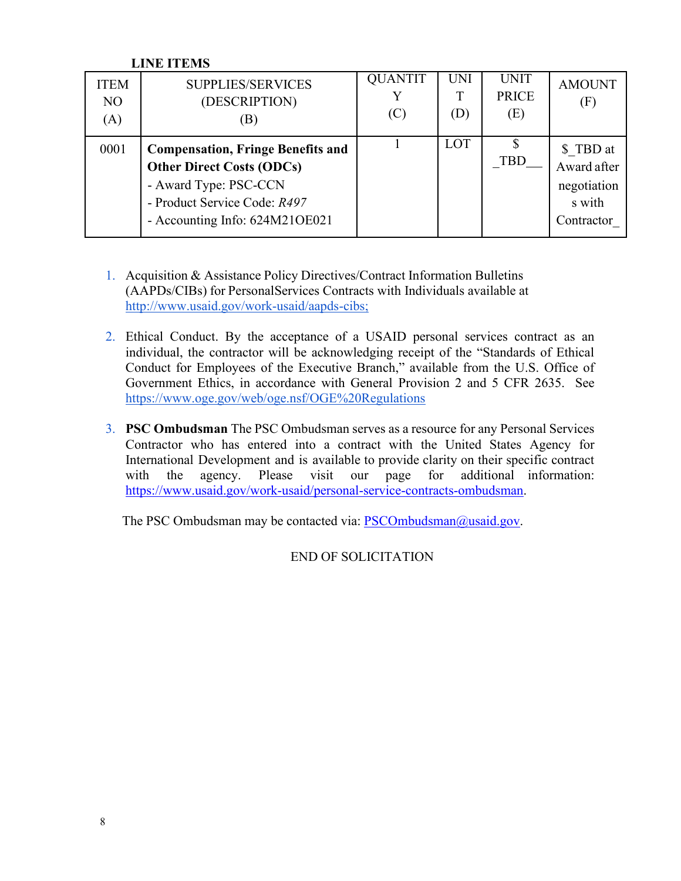**LINE ITEMS**

| ITEM NO (A) | SUPPLIES/SERVICES (DESCRIPTION) (B) | QUANTITY (C) | UNIT (D) | UNIT PRICE (E) | AMOUNT (F) |
|---|---|---|---|---|---|
| 0001 | **Compensation, Fringe Benefits and Other Direct Costs (ODCs)**<br>- Award Type: PSC-CCN<br>- Product Service Code: *R497*<br>- Accounting Info: 624M21OE021 | 1 | LOT | $ _TBD__ | $_TBD at Award after negotiations with Contractor_ |

1. Acquisition & Assistance Policy Directives/Contract Information Bulletins (AAPDs/CIBs) for PersonalServices Contracts with Individuals available at http://www.usaid.gov/work-usaid/aapds-cibs;

2. Ethical Conduct. By the acceptance of a USAID personal services contract as an individual, the contractor will be acknowledging receipt of the "Standards of Ethical Conduct for Employees of the Executive Branch," available from the U.S. Office of Government Ethics, in accordance with General Provision 2 and 5 CFR 2635. See https://www.oge.gov/web/oge.nsf/OGE%20Regulations

3. **PSC Ombudsman** The PSC Ombudsman serves as a resource for any Personal Services Contractor who has entered into a contract with the United States Agency for International Development and is available to provide clarity on their specific contract with the agency. Please visit our page for additional information: https://www.usaid.gov/work-usaid/personal-service-contracts-ombudsman.

The PSC Ombudsman may be contacted via: PSCOmbudsman@usaid.gov.

END OF SOLICITATION